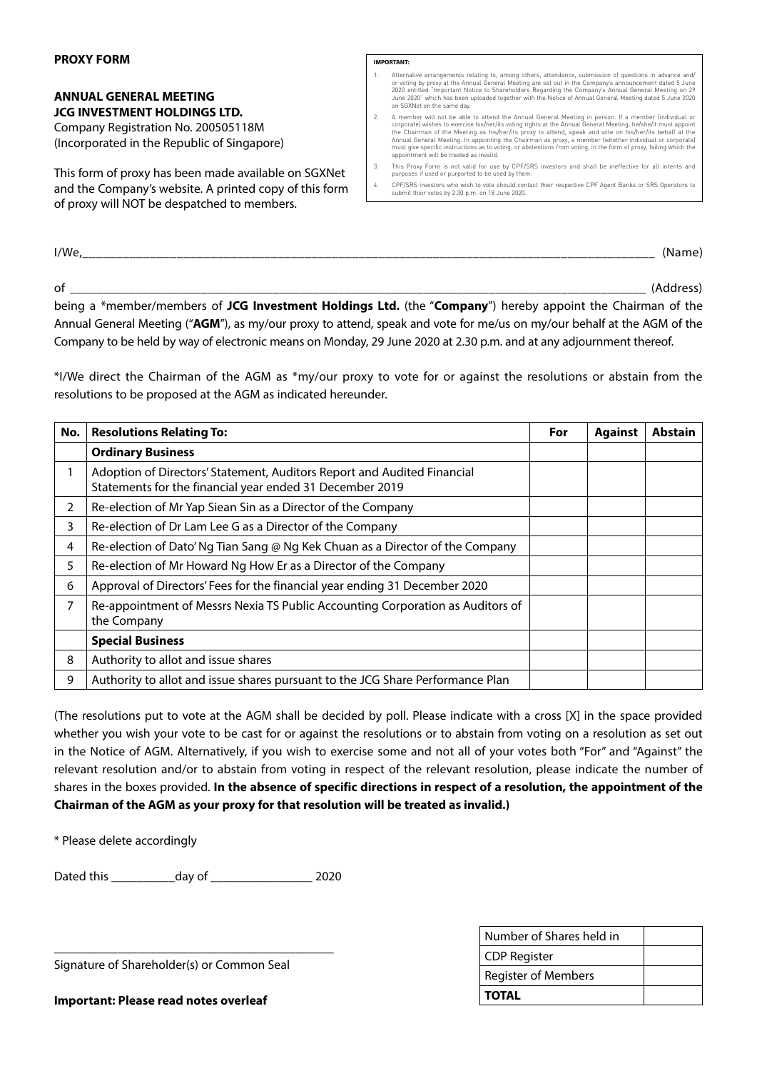**PROXY FORM**

**ANNUAL GENERAL MEETING**
**JCG INVESTMENT HOLDINGS LTD.**
Company Registration No. 200505118M
(Incorporated in the Republic of Singapore)

This form of proxy has been made available on SGXNet and the Company's website. A printed copy of this form of proxy will NOT be despatched to members.

**IMPORTANT:**

1. Alternative arrangements relating to, among others, attendance, submission of questions in advance and/or voting by proxy at the Annual General Meeting are set out in the Company's announcement dated 5 June 2020 entitled "Important Notice to Shareholders Regarding the Company's Annual General Meeting on 29 June 2020" which has been uploaded together with the Notice of Annual General Meeting dated 5 June 2020 on SGXNet on the same day.
2. A member will not be able to attend the Annual General Meeting in person. If a member (individual or corporate) wishes to exercise his/her/its voting rights at the Annual General Meeting, he/she/it must appoint the Chairman of the Meeting as his/her/its proxy to attend, speak and vote on his/her/its behalf at the Annual General Meeting. In appointing the Chairman as proxy, a member (whether individual or corporate) must give specific instructions as to voting, or abstentions from voting, in the form of proxy, failing which the appointment will be treated as invalid.
3. This Proxy Form is not valid for use by CPF/SRS investors and shall be ineffective for all intents and purposes if used or purported to be used by them.
4. CPF/SRS investors who wish to vote should contact their respective CPF Agent Banks or SRS Operators to submit their votes by 2.30 p.m. on 18 June 2020.

I/We,\_\_\_\_\_\_\_\_\_\_\_\_\_\_\_\_\_\_\_\_\_\_\_\_\_\_\_\_\_\_\_\_\_\_\_\_\_\_\_\_\_\_\_\_\_\_\_\_\_\_\_\_\_\_\_\_\_\_\_\_ (Name)

of \_\_\_\_\_\_\_\_\_\_\_\_\_\_\_\_\_\_\_\_\_\_\_\_\_\_\_\_\_\_\_\_\_\_\_\_\_\_\_\_\_\_\_\_\_\_\_\_\_\_\_\_\_\_\_\_\_\_\_\_ (Address)

being a *member/members of **JCG Investment Holdings Ltd.** (the "**Company**") hereby appoint the Chairman of the Annual General Meeting ("**AGM**"), as my/our proxy to attend, speak and vote for me/us on my/our behalf at the AGM of the Company to be held by way of electronic means on Monday, 29 June 2020 at 2.30 p.m. and at any adjournment thereof.

*I/We direct the Chairman of the AGM as *my/our proxy to vote for or against the resolutions or abstain from the resolutions to be proposed at the AGM as indicated hereunder.

| No. | Resolutions Relating To: | For | Against | Abstain |
|---|---|---|---|---|
| | **Ordinary Business** | | | |
| 1 | Adoption of Directors' Statement, Auditors Report and Audited Financial Statements for the financial year ended 31 December 2019 | | | |
| 2 | Re-election of Mr Yap Siean Sin as a Director of the Company | | | |
| 3 | Re-election of Dr Lam Lee G as a Director of the Company | | | |
| 4 | Re-election of Dato' Ng Tian Sang @ Ng Kek Chuan as a Director of the Company | | | |
| 5 | Re-election of Mr Howard Ng How Er as a Director of the Company | | | |
| 6 | Approval of Directors' Fees for the financial year ending 31 December 2020 | | | |
| 7 | Re-appointment of Messrs Nexia TS Public Accounting Corporation as Auditors of the Company | | | |
| | **Special Business** | | | |
| 8 | Authority to allot and issue shares | | | |
| 9 | Authority to allot and issue shares pursuant to the JCG Share Performance Plan | | | |

(The resolutions put to vote at the AGM shall be decided by poll. Please indicate with a cross [X] in the space provided whether you wish your vote to be cast for or against the resolutions or to abstain from voting on a resolution as set out in the Notice of AGM. Alternatively, if you wish to exercise some and not all of your votes both "For" and "Against" the relevant resolution and/or to abstain from voting in respect of the relevant resolution, please indicate the number of shares in the boxes provided. **In the absence of specific directions in respect of a resolution, the appointment of the Chairman of the AGM as your proxy for that resolution will be treated as invalid.)**

* Please delete accordingly

Dated this \_\_\_\_\_\_\_\_\_\_day of \_\_\_\_\_\_\_\_\_\_\_\_\_\_\_\_ 2020

| | |
|---|---|
| Number of Shares held in | |
| CDP Register | |
| Register of Members | |
| **TOTAL** | |

\_\_\_\_\_\_\_\_\_\_\_\_\_\_\_\_\_\_\_\_\_\_\_\_\_\_\_\_\_\_\_\_\_\_\_\_\_\_\_\_
Signature of Shareholder(s) or Common Seal

**Important: Please read notes overleaf**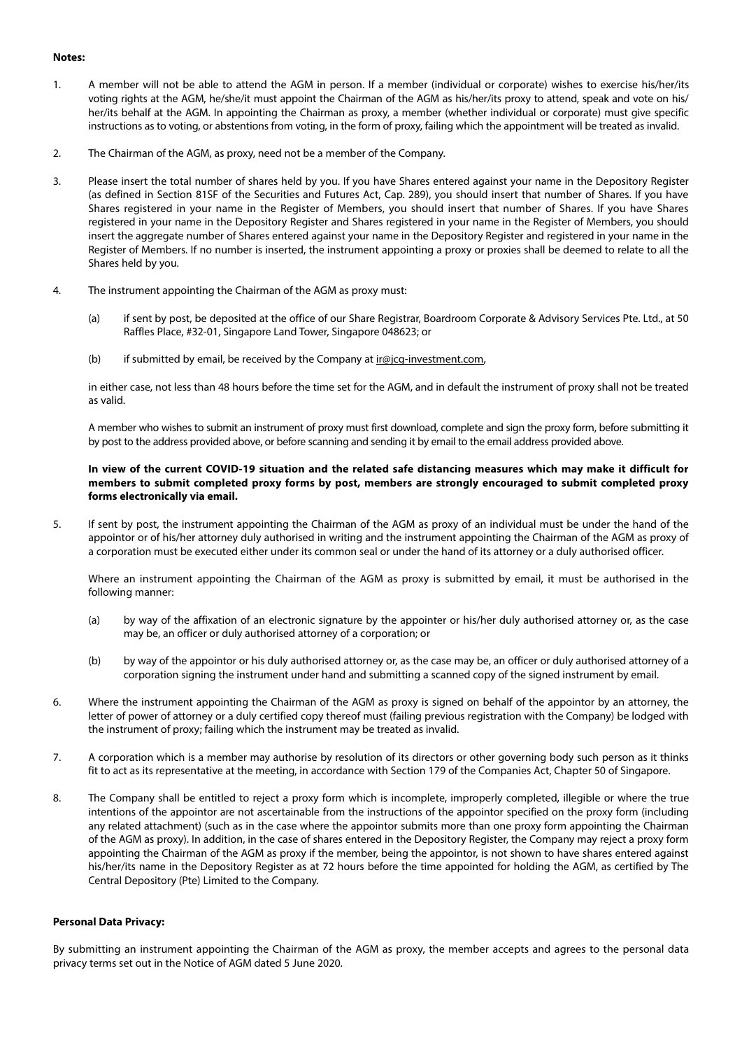**Notes:**

1. A member will not be able to attend the AGM in person. If a member (individual or corporate) wishes to exercise his/her/its voting rights at the AGM, he/she/it must appoint the Chairman of the AGM as his/her/its proxy to attend, speak and vote on his/her/its behalf at the AGM. In appointing the Chairman as proxy, a member (whether individual or corporate) must give specific instructions as to voting, or abstentions from voting, in the form of proxy, failing which the appointment will be treated as invalid.

2. The Chairman of the AGM, as proxy, need not be a member of the Company.

3. Please insert the total number of shares held by you. If you have Shares entered against your name in the Depository Register (as defined in Section 81SF of the Securities and Futures Act, Cap. 289), you should insert that number of Shares. If you have Shares registered in your name in the Register of Members, you should insert that number of Shares. If you have Shares registered in your name in the Depository Register and Shares registered in your name in the Register of Members, you should insert the aggregate number of Shares entered against your name in the Depository Register and registered in your name in the Register of Members. If no number is inserted, the instrument appointing a proxy or proxies shall be deemed to relate to all the Shares held by you.

4. The instrument appointing the Chairman of the AGM as proxy must:

   (a) if sent by post, be deposited at the office of our Share Registrar, Boardroom Corporate & Advisory Services Pte. Ltd., at 50 Raffles Place, #32-01, Singapore Land Tower, Singapore 048623; or

   (b) if submitted by email, be received by the Company at ir@jcg-investment.com,

   in either case, not less than 48 hours before the time set for the AGM, and in default the instrument of proxy shall not be treated as valid.

   A member who wishes to submit an instrument of proxy must first download, complete and sign the proxy form, before submitting it by post to the address provided above, or before scanning and sending it by email to the email address provided above.

   **In view of the current COVID-19 situation and the related safe distancing measures which may make it difficult for members to submit completed proxy forms by post, members are strongly encouraged to submit completed proxy forms electronically via email.**

5. If sent by post, the instrument appointing the Chairman of the AGM as proxy of an individual must be under the hand of the appointor or of his/her attorney duly authorised in writing and the instrument appointing the Chairman of the AGM as proxy of a corporation must be executed either under its common seal or under the hand of its attorney or a duly authorised officer.

   Where an instrument appointing the Chairman of the AGM as proxy is submitted by email, it must be authorised in the following manner:

   (a) by way of the affixation of an electronic signature by the appointer or his/her duly authorised attorney or, as the case may be, an officer or duly authorised attorney of a corporation; or

   (b) by way of the appointor or his duly authorised attorney or, as the case may be, an officer or duly authorised attorney of a corporation signing the instrument under hand and submitting a scanned copy of the signed instrument by email.

6. Where the instrument appointing the Chairman of the AGM as proxy is signed on behalf of the appointor by an attorney, the letter of power of attorney or a duly certified copy thereof must (failing previous registration with the Company) be lodged with the instrument of proxy; failing which the instrument may be treated as invalid.

7. A corporation which is a member may authorise by resolution of its directors or other governing body such person as it thinks fit to act as its representative at the meeting, in accordance with Section 179 of the Companies Act, Chapter 50 of Singapore.

8. The Company shall be entitled to reject a proxy form which is incomplete, improperly completed, illegible or where the true intentions of the appointor are not ascertainable from the instructions of the appointor specified on the proxy form (including any related attachment) (such as in the case where the appointor submits more than one proxy form appointing the Chairman of the AGM as proxy). In addition, in the case of shares entered in the Depository Register, the Company may reject a proxy form appointing the Chairman of the AGM as proxy if the member, being the appointor, is not shown to have shares entered against his/her/its name in the Depository Register as at 72 hours before the time appointed for holding the AGM, as certified by The Central Depository (Pte) Limited to the Company.

**Personal Data Privacy:**

By submitting an instrument appointing the Chairman of the AGM as proxy, the member accepts and agrees to the personal data privacy terms set out in the Notice of AGM dated 5 June 2020.